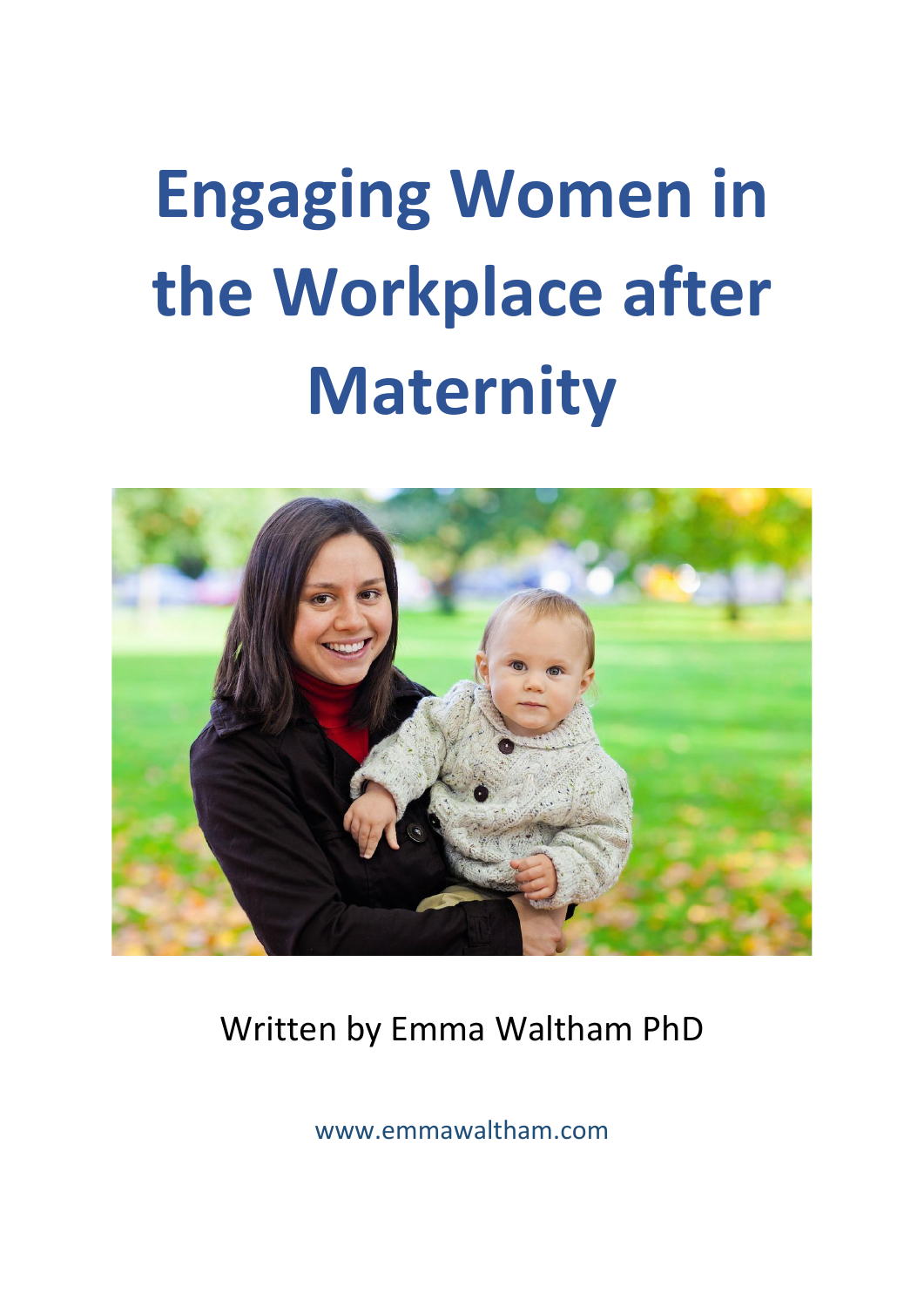# Engaging Women in the Workplace after Maternity

Written by Emma Waltham PhD

www.emmawaltham.com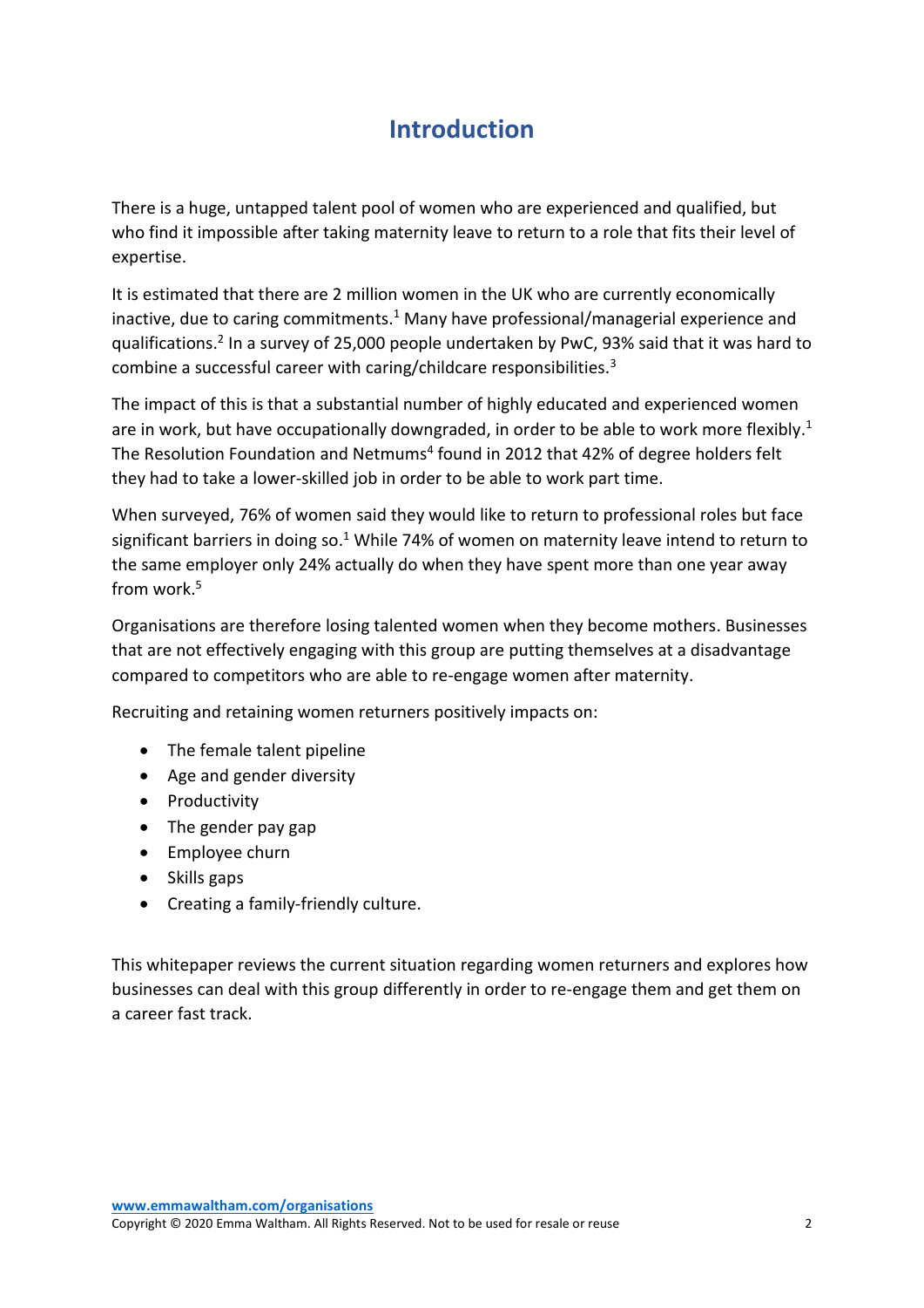# Introduction

There is a huge, untapped talent pool of women who are experienced and qualified, but who find it impossible after taking maternity leave to return to a role that fits their level of expertise.

It is estimated that there are 2 million women in the UK who are currently economically inactive, due to caring commitments.[1] Many have professional/managerial experience and qualifications.[2] In a survey of 25,000 people undertaken by PwC, 93% said that it was hard to combine a successful career with caring/childcare responsibilities.[3]

The impact of this is that a substantial number of highly educated and experienced women are in work, but have occupationally downgraded, in order to be able to work more flexibly.[1] The Resolution Foundation and Netmums[4] found in 2012 that 42% of degree holders felt they had to take a lower-skilled job in order to be able to work part time.

When surveyed, 76% of women said they would like to return to professional roles but face significant barriers in doing so.[1] While 74% of women on maternity leave intend to return to the same employer only 24% actually do when they have spent more than one year away from work.[5]

Organisations are therefore losing talented women when they become mothers. Businesses that are not effectively engaging with this group are putting themselves at a disadvantage compared to competitors who are able to re-engage women after maternity.

Recruiting and retaining women returners positively impacts on:

- The female talent pipeline
- Age and gender diversity
- Productivity
- The gender pay gap
- Employee churn
- Skills gaps
- Creating a family-friendly culture.

This whitepaper reviews the current situation regarding women returners and explores how businesses can deal with this group differently in order to re-engage them and get them on a career fast track.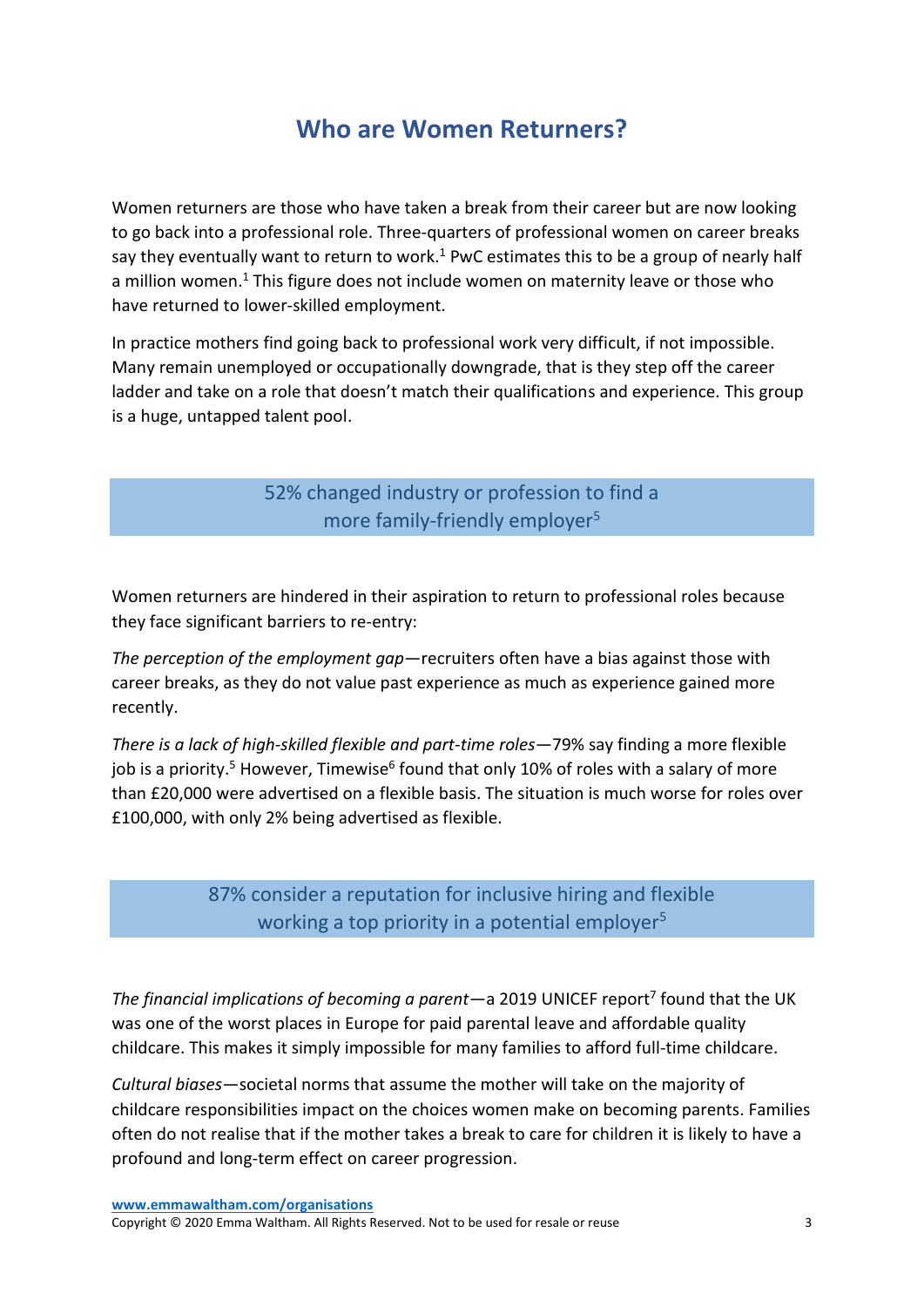# Who are Women Returners?

Women returners are those who have taken a break from their career but are now looking to go back into a professional role. Three-quarters of professional women on career breaks say they eventually want to return to work.[1] PwC estimates this to be a group of nearly half a million women.[1] This figure does not include women on maternity leave or those who have returned to lower-skilled employment.

In practice mothers find going back to professional work very difficult, if not impossible. Many remain unemployed or occupationally downgrade, that is they step off the career ladder and take on a role that doesn't match their qualifications and experience. This group is a huge, untapped talent pool.

> 52% changed industry or profession to find a more family-friendly employer[5]

Women returners are hindered in their aspiration to return to professional roles because they face significant barriers to re-entry:

*The perception of the employment gap*—recruiters often have a bias against those with career breaks, as they do not value past experience as much as experience gained more recently.

*There is a lack of high-skilled flexible and part-time roles*—79% say finding a more flexible job is a priority.[5] However, Timewise[6] found that only 10% of roles with a salary of more than £20,000 were advertised on a flexible basis. The situation is much worse for roles over £100,000, with only 2% being advertised as flexible.

> 87% consider a reputation for inclusive hiring and flexible working a top priority in a potential employer[5]

*The financial implications of becoming a parent*—a 2019 UNICEF report[7] found that the UK was one of the worst places in Europe for paid parental leave and affordable quality childcare. This makes it simply impossible for many families to afford full-time childcare.

*Cultural biases*—societal norms that assume the mother will take on the majority of childcare responsibilities impact on the choices women make on becoming parents. Families often do not realise that if the mother takes a break to care for children it is likely to have a profound and long-term effect on career progression.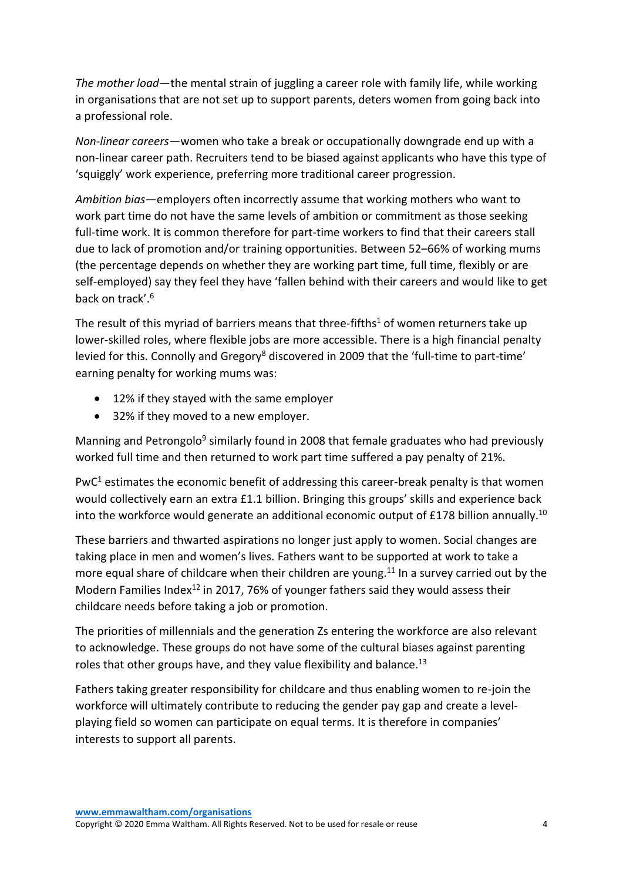*The mother load*—the mental strain of juggling a career role with family life, while working in organisations that are not set up to support parents, deters women from going back into a professional role.

*Non-linear careers*—women who take a break or occupationally downgrade end up with a non-linear career path. Recruiters tend to be biased against applicants who have this type of 'squiggly' work experience, preferring more traditional career progression.

*Ambition bias*—employers often incorrectly assume that working mothers who want to work part time do not have the same levels of ambition or commitment as those seeking full-time work. It is common therefore for part-time workers to find that their careers stall due to lack of promotion and/or training opportunities. Between 52–66% of working mums (the percentage depends on whether they are working part time, full time, flexibly or are self-employed) say they feel they have 'fallen behind with their careers and would like to get back on track'.[6]

The result of this myriad of barriers means that three-fifths[1] of women returners take up lower-skilled roles, where flexible jobs are more accessible. There is a high financial penalty levied for this. Connolly and Gregory[8] discovered in 2009 that the 'full-time to part-time' earning penalty for working mums was:

- 12% if they stayed with the same employer
- 32% if they moved to a new employer.

Manning and Petrongolo[9] similarly found in 2008 that female graduates who had previously worked full time and then returned to work part time suffered a pay penalty of 21%.

PwC[1] estimates the economic benefit of addressing this career-break penalty is that women would collectively earn an extra £1.1 billion. Bringing this groups' skills and experience back into the workforce would generate an additional economic output of £178 billion annually.[10]

These barriers and thwarted aspirations no longer just apply to women. Social changes are taking place in men and women's lives. Fathers want to be supported at work to take a more equal share of childcare when their children are young.[11] In a survey carried out by the Modern Families Index[12] in 2017, 76% of younger fathers said they would assess their childcare needs before taking a job or promotion.

The priorities of millennials and the generation Zs entering the workforce are also relevant to acknowledge. These groups do not have some of the cultural biases against parenting roles that other groups have, and they value flexibility and balance.[13]

Fathers taking greater responsibility for childcare and thus enabling women to re-join the workforce will ultimately contribute to reducing the gender pay gap and create a level-playing field so women can participate on equal terms. It is therefore in companies' interests to support all parents.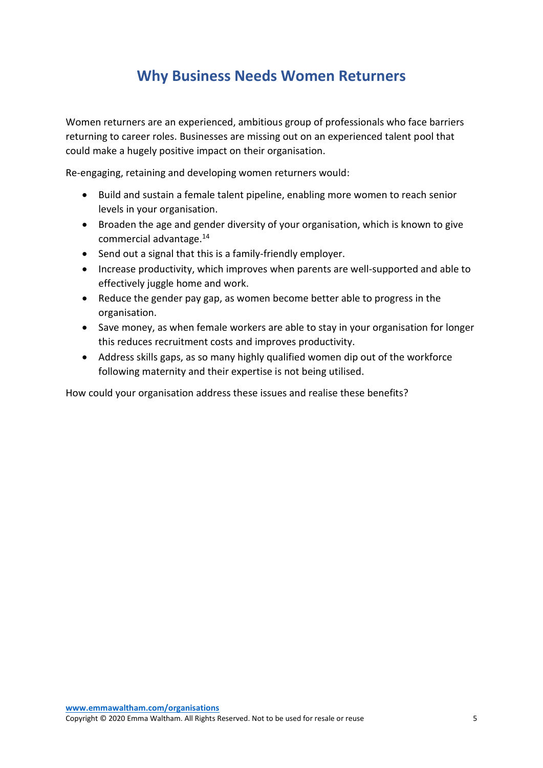# Why Business Needs Women Returners

Women returners are an experienced, ambitious group of professionals who face barriers returning to career roles. Businesses are missing out on an experienced talent pool that could make a hugely positive impact on their organisation.

Re-engaging, retaining and developing women returners would:

- Build and sustain a female talent pipeline, enabling more women to reach senior levels in your organisation.
- Broaden the age and gender diversity of your organisation, which is known to give commercial advantage.[14]
- Send out a signal that this is a family-friendly employer.
- Increase productivity, which improves when parents are well-supported and able to effectively juggle home and work.
- Reduce the gender pay gap, as women become better able to progress in the organisation.
- Save money, as when female workers are able to stay in your organisation for longer this reduces recruitment costs and improves productivity.
- Address skills gaps, as so many highly qualified women dip out of the workforce following maternity and their expertise is not being utilised.

How could your organisation address these issues and realise these benefits?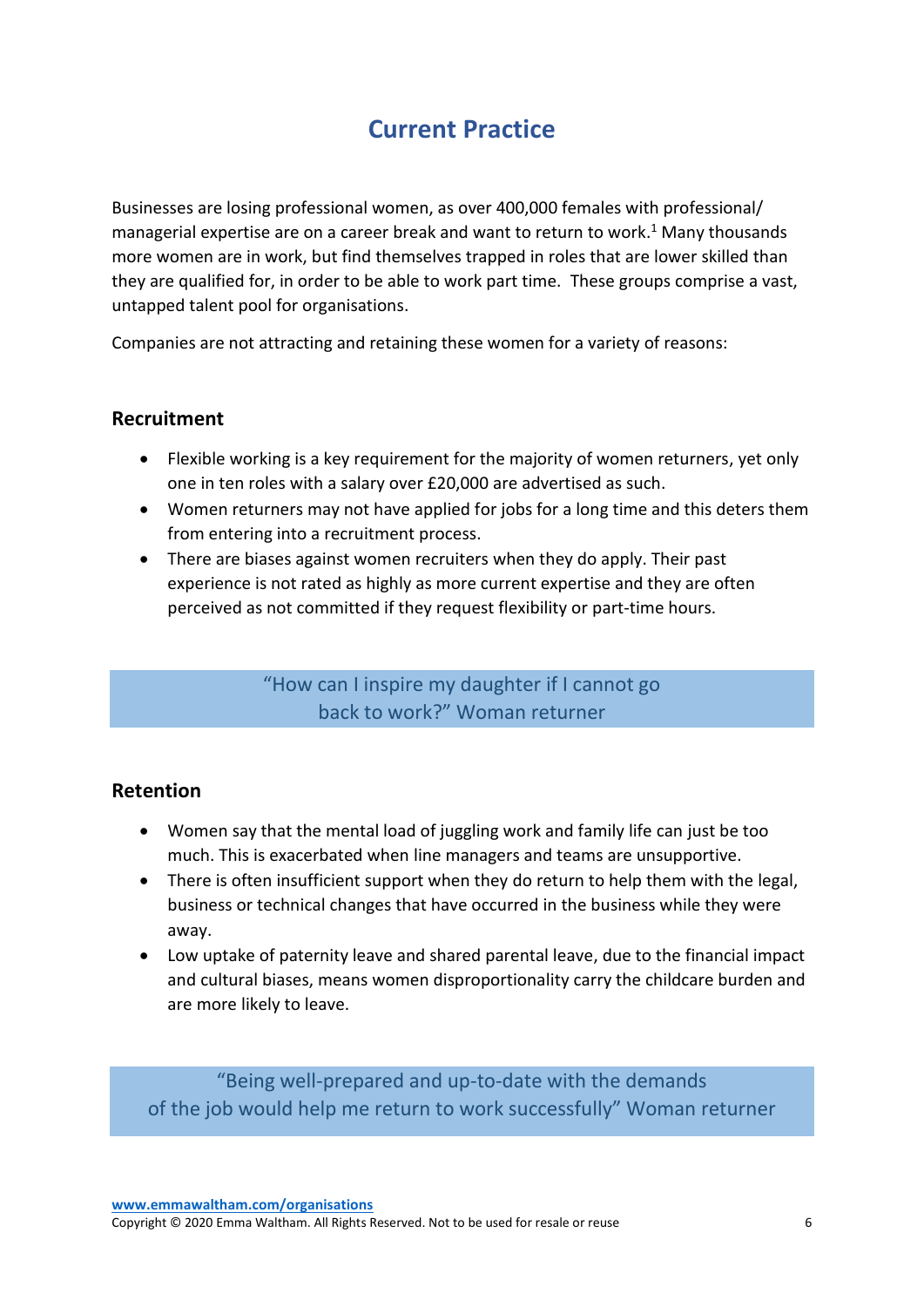# Current Practice

Businesses are losing professional women, as over 400,000 females with professional/ managerial expertise are on a career break and want to return to work.[1] Many thousands more women are in work, but find themselves trapped in roles that are lower skilled than they are qualified for, in order to be able to work part time. These groups comprise a vast, untapped talent pool for organisations.

Companies are not attracting and retaining these women for a variety of reasons:

## Recruitment

- Flexible working is a key requirement for the majority of women returners, yet only one in ten roles with a salary over £20,000 are advertised as such.
- Women returners may not have applied for jobs for a long time and this deters them from entering into a recruitment process.
- There are biases against women recruiters when they do apply. Their past experience is not rated as highly as more current expertise and they are often perceived as not committed if they request flexibility or part-time hours.

> "How can I inspire my daughter if I cannot go back to work?" Woman returner

## Retention

- Women say that the mental load of juggling work and family life can just be too much. This is exacerbated when line managers and teams are unsupportive.
- There is often insufficient support when they do return to help them with the legal, business or technical changes that have occurred in the business while they were away.
- Low uptake of paternity leave and shared parental leave, due to the financial impact and cultural biases, means women disproportionality carry the childcare burden and are more likely to leave.

> "Being well-prepared and up-to-date with the demands of the job would help me return to work successfully" Woman returner

www.emmawaltham.com/organisations
Copyright © 2020 Emma Waltham. All Rights Reserved. Not to be used for resale or reuse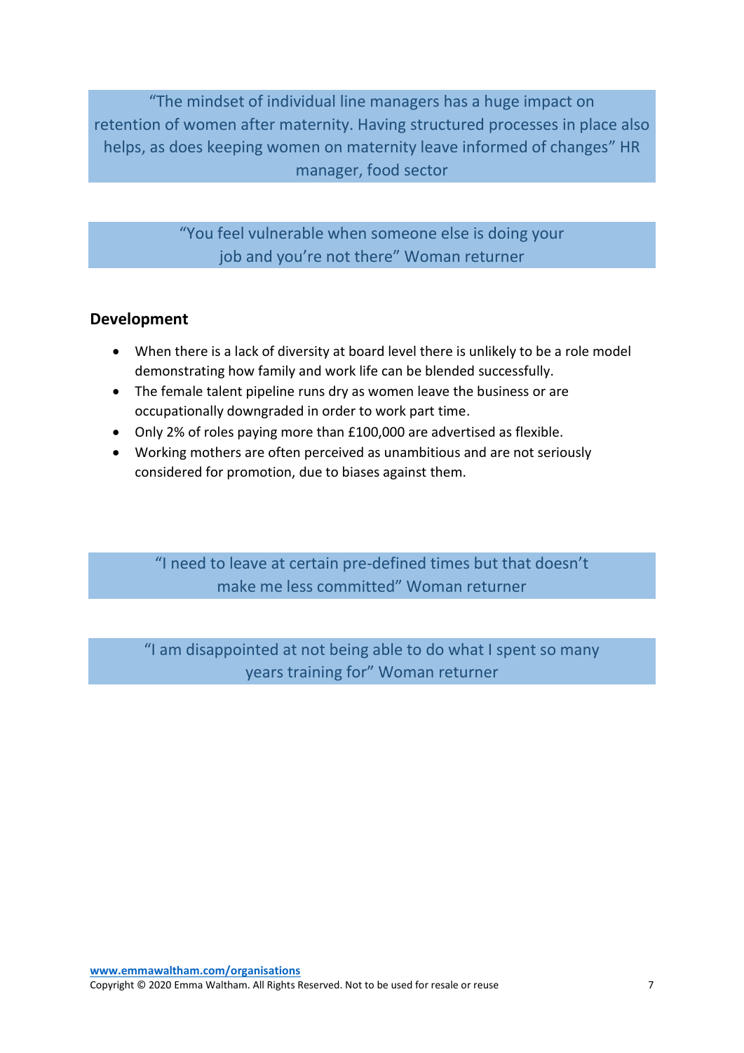> "The mindset of individual line managers has a huge impact on retention of women after maternity. Having structured processes in place also helps, as does keeping women on maternity leave informed of changes" HR manager, food sector

> "You feel vulnerable when someone else is doing your job and you're not there" Woman returner

## Development

- When there is a lack of diversity at board level there is unlikely to be a role model demonstrating how family and work life can be blended successfully.
- The female talent pipeline runs dry as women leave the business or are occupationally downgraded in order to work part time.
- Only 2% of roles paying more than £100,000 are advertised as flexible.
- Working mothers are often perceived as unambitious and are not seriously considered for promotion, due to biases against them.

> "I need to leave at certain pre-defined times but that doesn't make me less committed" Woman returner

> "I am disappointed at not being able to do what I spent so many years training for" Woman returner

www.emmawaltham.com/organisations
Copyright © 2020 Emma Waltham. All Rights Reserved. Not to be used for resale or reuse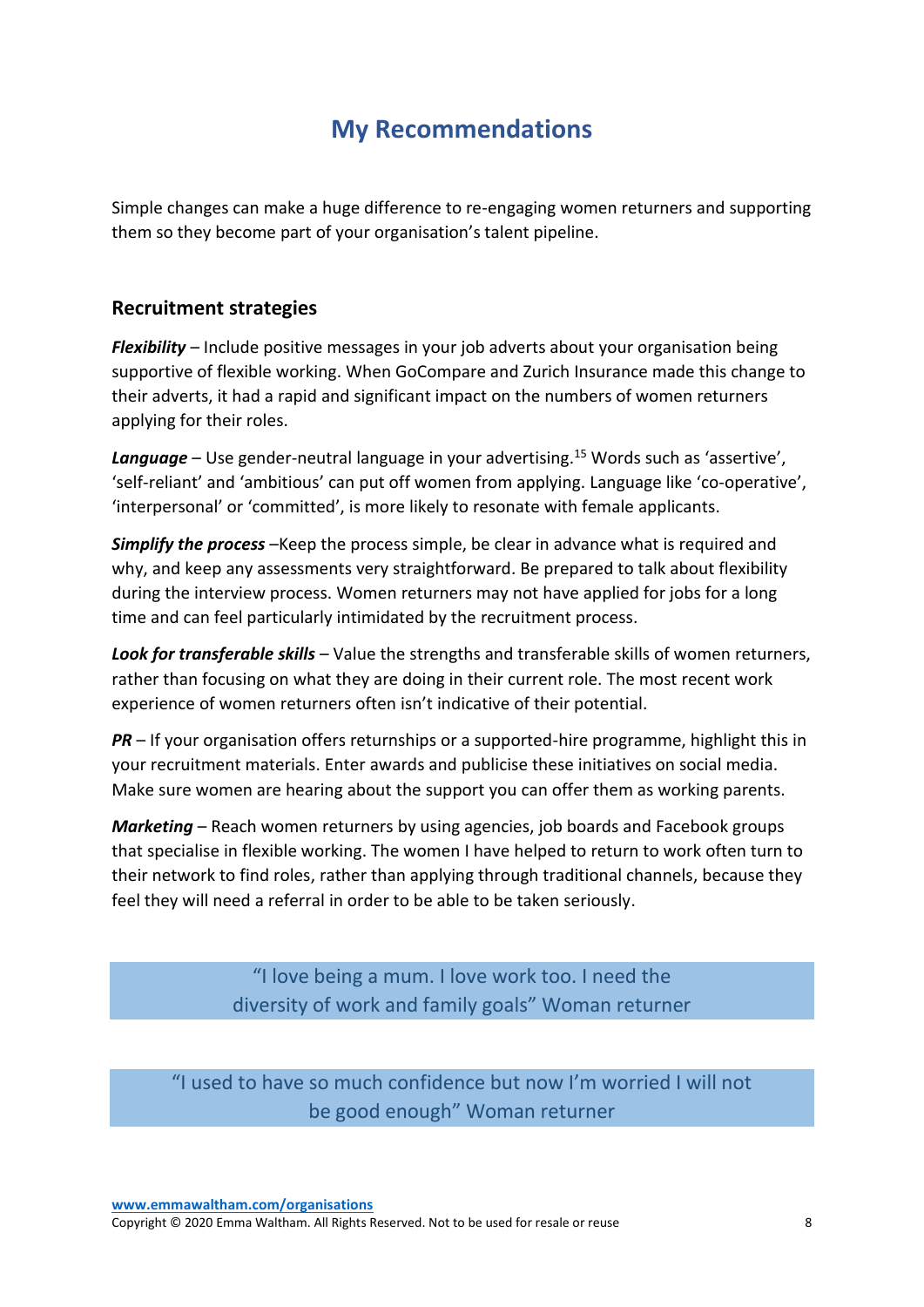# My Recommendations

Simple changes can make a huge difference to re-engaging women returners and supporting them so they become part of your organisation's talent pipeline.

## Recruitment strategies

***Flexibility*** – Include positive messages in your job adverts about your organisation being supportive of flexible working. When GoCompare and Zurich Insurance made this change to their adverts, it had a rapid and significant impact on the numbers of women returners applying for their roles.

***Language*** – Use gender-neutral language in your advertising.[15] Words such as 'assertive', 'self-reliant' and 'ambitious' can put off women from applying. Language like 'co-operative', 'interpersonal' or 'committed', is more likely to resonate with female applicants.

***Simplify the process*** –Keep the process simple, be clear in advance what is required and why, and keep any assessments very straightforward. Be prepared to talk about flexibility during the interview process. Women returners may not have applied for jobs for a long time and can feel particularly intimidated by the recruitment process.

***Look for transferable skills*** – Value the strengths and transferable skills of women returners, rather than focusing on what they are doing in their current role. The most recent work experience of women returners often isn't indicative of their potential.

***PR*** – If your organisation offers returnships or a supported-hire programme, highlight this in your recruitment materials. Enter awards and publicise these initiatives on social media. Make sure women are hearing about the support you can offer them as working parents.

***Marketing*** – Reach women returners by using agencies, job boards and Facebook groups that specialise in flexible working. The women I have helped to return to work often turn to their network to find roles, rather than applying through traditional channels, because they feel they will need a referral in order to be able to be taken seriously.

> "I love being a mum. I love work too. I need the diversity of work and family goals" Woman returner

> "I used to have so much confidence but now I'm worried I will not be good enough" Woman returner

www.emmawaltham.com/organisations
Copyright © 2020 Emma Waltham. All Rights Reserved. Not to be used for resale or reuse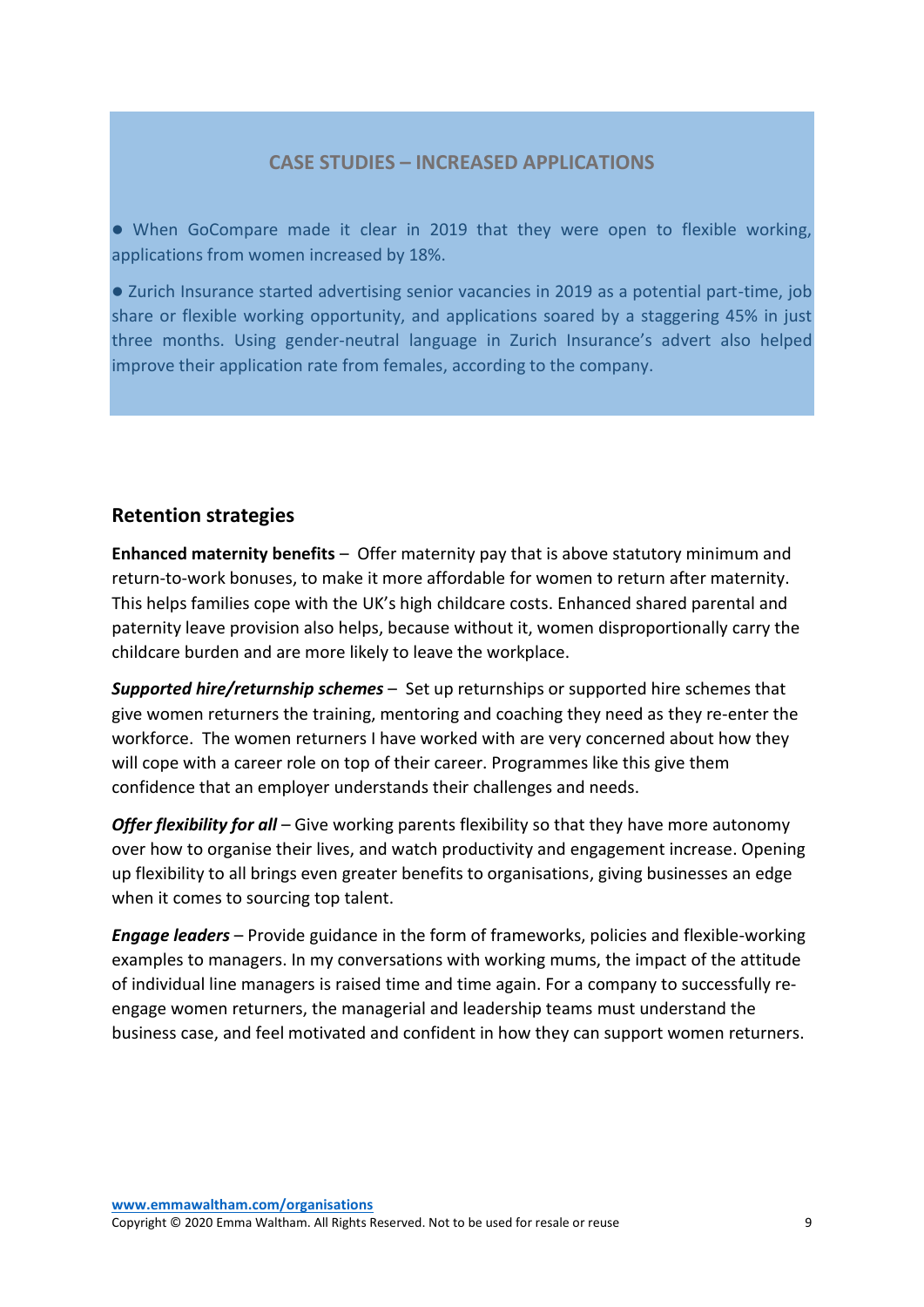### CASE STUDIES – INCREASED APPLICATIONS

- When GoCompare made it clear in 2019 that they were open to flexible working, applications from women increased by 18%.
- Zurich Insurance started advertising senior vacancies in 2019 as a potential part-time, job share or flexible working opportunity, and applications soared by a staggering 45% in just three months. Using gender-neutral language in Zurich Insurance's advert also helped improve their application rate from females, according to the company.

## Retention strategies

**Enhanced maternity benefits** – Offer maternity pay that is above statutory minimum and return-to-work bonuses, to make it more affordable for women to return after maternity. This helps families cope with the UK's high childcare costs. Enhanced shared parental and paternity leave provision also helps, because without it, women disproportionally carry the childcare burden and are more likely to leave the workplace.

***Supported hire/returnship schemes*** – Set up returnships or supported hire schemes that give women returners the training, mentoring and coaching they need as they re-enter the workforce. The women returners I have worked with are very concerned about how they will cope with a career role on top of their career. Programmes like this give them confidence that an employer understands their challenges and needs.

***Offer flexibility for all*** – Give working parents flexibility so that they have more autonomy over how to organise their lives, and watch productivity and engagement increase. Opening up flexibility to all brings even greater benefits to organisations, giving businesses an edge when it comes to sourcing top talent.

***Engage leaders*** – Provide guidance in the form of frameworks, policies and flexible-working examples to managers. In my conversations with working mums, the impact of the attitude of individual line managers is raised time and time again. For a company to successfully re-engage women returners, the managerial and leadership teams must understand the business case, and feel motivated and confident in how they can support women returners.

www.emmawaltham.com/organisations
Copyright © 2020 Emma Waltham. All Rights Reserved. Not to be used for resale or reuse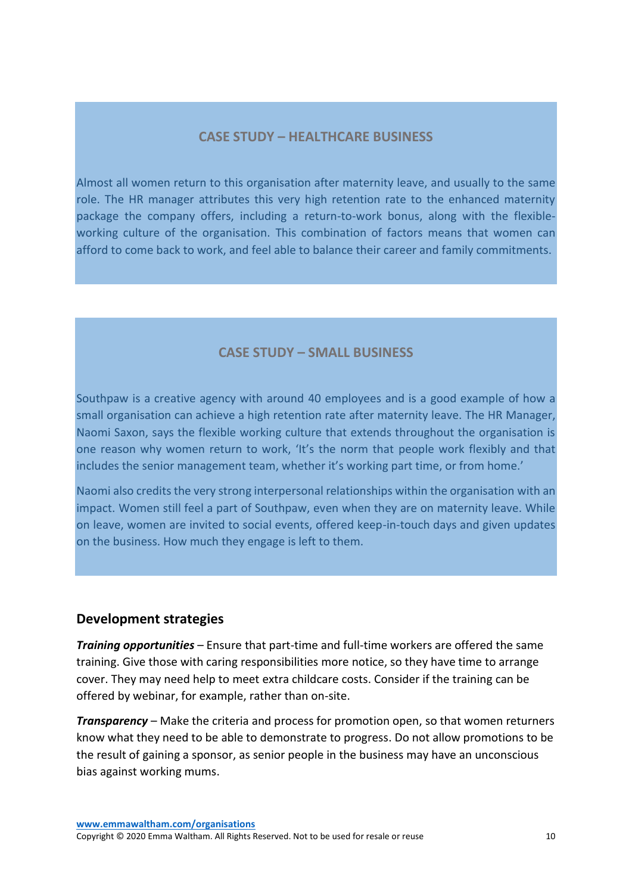### CASE STUDY – HEALTHCARE BUSINESS

Almost all women return to this organisation after maternity leave, and usually to the same role. The HR manager attributes this very high retention rate to the enhanced maternity package the company offers, including a return-to-work bonus, along with the flexible-working culture of the organisation. This combination of factors means that women can afford to come back to work, and feel able to balance their career and family commitments.

### CASE STUDY – SMALL BUSINESS

Southpaw is a creative agency with around 40 employees and is a good example of how a small organisation can achieve a high retention rate after maternity leave. The HR Manager, Naomi Saxon, says the flexible working culture that extends throughout the organisation is one reason why women return to work, 'It's the norm that people work flexibly and that includes the senior management team, whether it's working part time, or from home.'

Naomi also credits the very strong interpersonal relationships within the organisation with an impact. Women still feel a part of Southpaw, even when they are on maternity leave. While on leave, women are invited to social events, offered keep-in-touch days and given updates on the business. How much they engage is left to them.

## Development strategies

***Training opportunities*** – Ensure that part-time and full-time workers are offered the same training. Give those with caring responsibilities more notice, so they have time to arrange cover. They may need help to meet extra childcare costs. Consider if the training can be offered by webinar, for example, rather than on-site.

***Transparency*** – Make the criteria and process for promotion open, so that women returners know what they need to be able to demonstrate to progress. Do not allow promotions to be the result of gaining a sponsor, as senior people in the business may have an unconscious bias against working mums.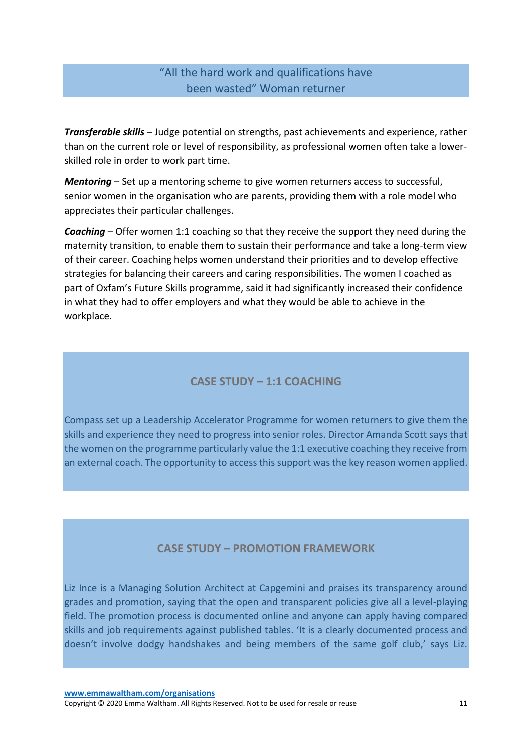> "All the hard work and qualifications have been wasted" Woman returner

***Transferable skills*** – Judge potential on strengths, past achievements and experience, rather than on the current role or level of responsibility, as professional women often take a lower-skilled role in order to work part time.

***Mentoring*** – Set up a mentoring scheme to give women returners access to successful, senior women in the organisation who are parents, providing them with a role model who appreciates their particular challenges.

***Coaching*** – Offer women 1:1 coaching so that they receive the support they need during the maternity transition, to enable them to sustain their performance and take a long-term view of their career. Coaching helps women understand their priorities and to develop effective strategies for balancing their careers and caring responsibilities. The women I coached as part of Oxfam's Future Skills programme, said it had significantly increased their confidence in what they had to offer employers and what they would be able to achieve in the workplace.

### CASE STUDY – 1:1 COACHING

Compass set up a Leadership Accelerator Programme for women returners to give them the skills and experience they need to progress into senior roles. Director Amanda Scott says that the women on the programme particularly value the 1:1 executive coaching they receive from an external coach. The opportunity to access this support was the key reason women applied.

### CASE STUDY – PROMOTION FRAMEWORK

Liz Ince is a Managing Solution Architect at Capgemini and praises its transparency around grades and promotion, saying that the open and transparent policies give all a level-playing field. The promotion process is documented online and anyone can apply having compared skills and job requirements against published tables. 'It is a clearly documented process and doesn't involve dodgy handshakes and being members of the same golf club,' says Liz.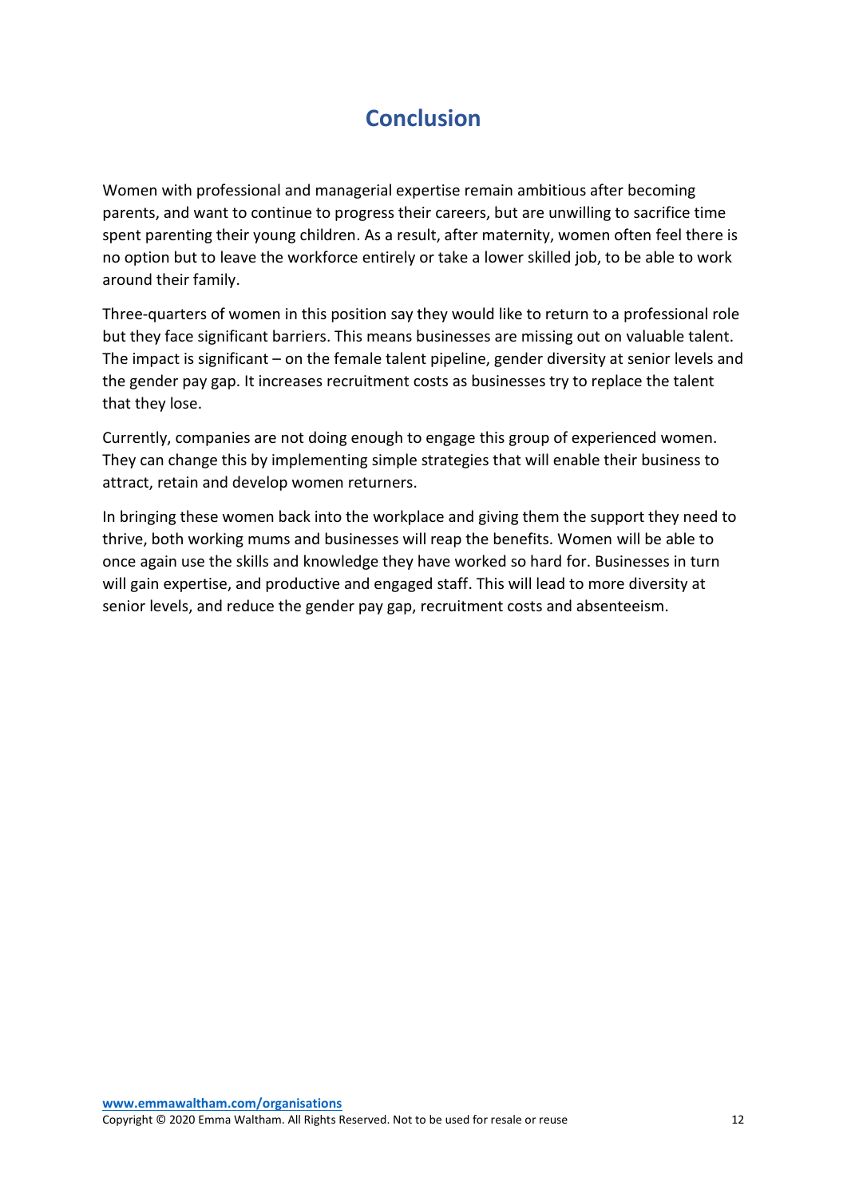# Conclusion

Women with professional and managerial expertise remain ambitious after becoming parents, and want to continue to progress their careers, but are unwilling to sacrifice time spent parenting their young children. As a result, after maternity, women often feel there is no option but to leave the workforce entirely or take a lower skilled job, to be able to work around their family.

Three-quarters of women in this position say they would like to return to a professional role but they face significant barriers. This means businesses are missing out on valuable talent. The impact is significant – on the female talent pipeline, gender diversity at senior levels and the gender pay gap. It increases recruitment costs as businesses try to replace the talent that they lose.

Currently, companies are not doing enough to engage this group of experienced women. They can change this by implementing simple strategies that will enable their business to attract, retain and develop women returners.

In bringing these women back into the workplace and giving them the support they need to thrive, both working mums and businesses will reap the benefits. Women will be able to once again use the skills and knowledge they have worked so hard for. Businesses in turn will gain expertise, and productive and engaged staff. This will lead to more diversity at senior levels, and reduce the gender pay gap, recruitment costs and absenteeism.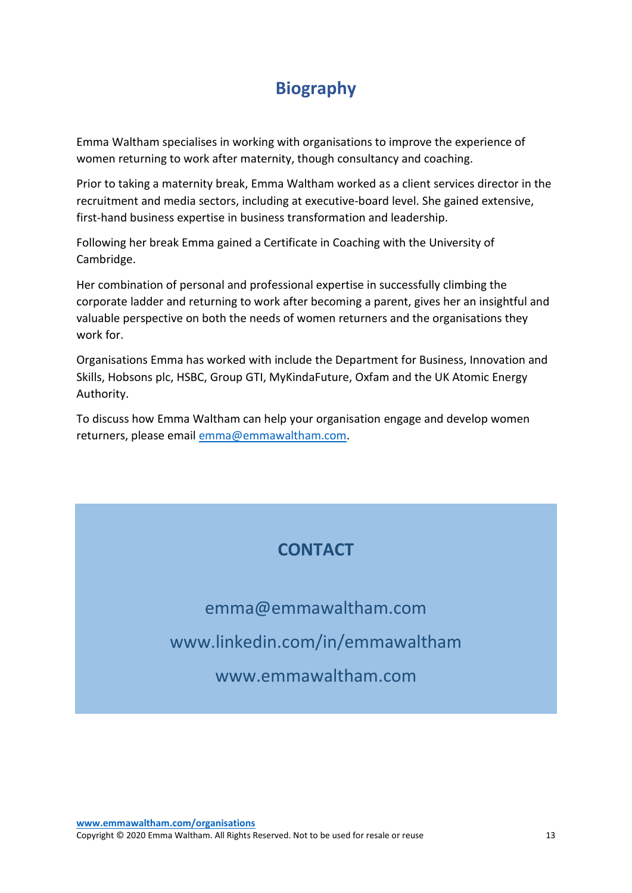# Biography

Emma Waltham specialises in working with organisations to improve the experience of women returning to work after maternity, though consultancy and coaching.

Prior to taking a maternity break, Emma Waltham worked as a client services director in the recruitment and media sectors, including at executive-board level. She gained extensive, first-hand business expertise in business transformation and leadership.

Following her break Emma gained a Certificate in Coaching with the University of Cambridge.

Her combination of personal and professional expertise in successfully climbing the corporate ladder and returning to work after becoming a parent, gives her an insightful and valuable perspective on both the needs of women returners and the organisations they work for.

Organisations Emma has worked with include the Department for Business, Innovation and Skills, Hobsons plc, HSBC, Group GTI, MyKindaFuture, Oxfam and the UK Atomic Energy Authority.

To discuss how Emma Waltham can help your organisation engage and develop women returners, please email emma@emmawaltham.com.

## CONTACT

emma@emmawaltham.com

www.linkedin.com/in/emmawaltham

www.emmawaltham.com

www.emmawaltham.com/organisations

Copyright © 2020 Emma Waltham. All Rights Reserved. Not to be used for resale or reuse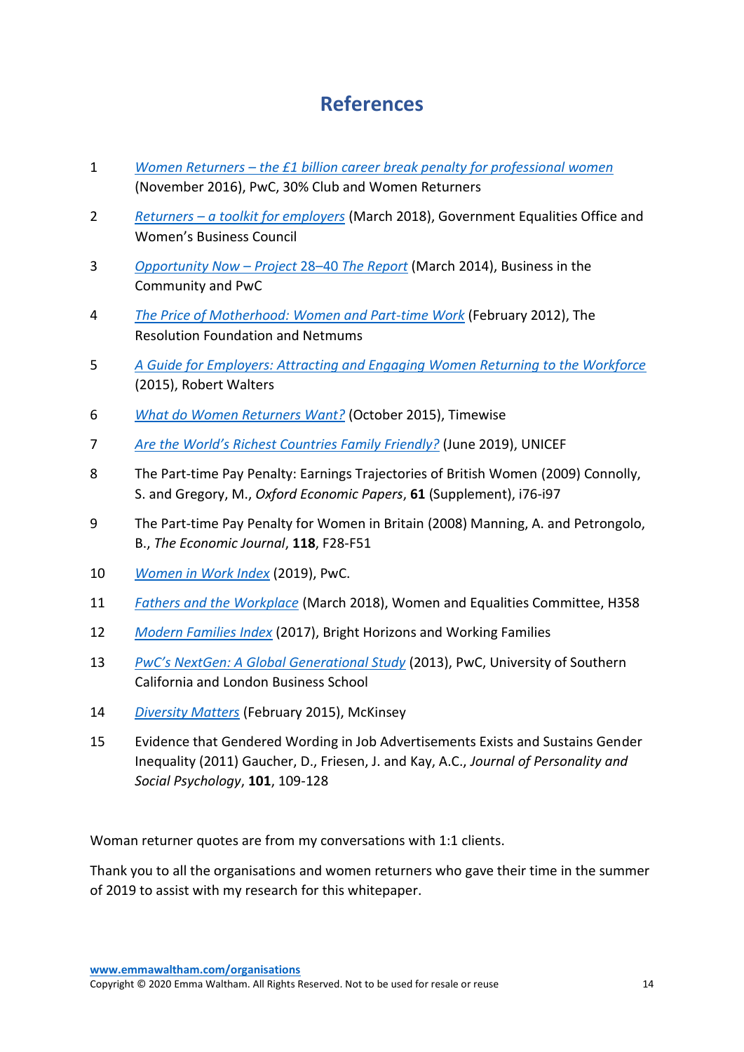# References

1. *Women Returners – the £1 billion career break penalty for professional women* (November 2016), PwC, 30% Club and Women Returners

2. *Returners – a toolkit for employers* (March 2018), Government Equalities Office and Women's Business Council

3. *Opportunity Now – Project 28–40 The Report* (March 2014), Business in the Community and PwC

4. *The Price of Motherhood: Women and Part-time Work* (February 2012), The Resolution Foundation and Netmums

5. *A Guide for Employers: Attracting and Engaging Women Returning to the Workforce* (2015), Robert Walters

6. *What do Women Returners Want?* (October 2015), Timewise

7. *Are the World's Richest Countries Family Friendly?* (June 2019), UNICEF

8. The Part-time Pay Penalty: Earnings Trajectories of British Women (2009) Connolly, S. and Gregory, M., *Oxford Economic Papers*, **61** (Supplement), i76-i97

9. The Part-time Pay Penalty for Women in Britain (2008) Manning, A. and Petrongolo, B., *The Economic Journal*, **118**, F28-F51

10. *Women in Work Index* (2019), PwC.

11. *Fathers and the Workplace* (March 2018), Women and Equalities Committee, H358

12. *Modern Families Index* (2017), Bright Horizons and Working Families

13. *PwC's NextGen: A Global Generational Study* (2013), PwC, University of Southern California and London Business School

14. *Diversity Matters* (February 2015), McKinsey

15. Evidence that Gendered Wording in Job Advertisements Exists and Sustains Gender Inequality (2011) Gaucher, D., Friesen, J. and Kay, A.C., *Journal of Personality and Social Psychology*, **101**, 109-128

Woman returner quotes are from my conversations with 1:1 clients.

Thank you to all the organisations and women returners who gave their time in the summer of 2019 to assist with my research for this whitepaper.